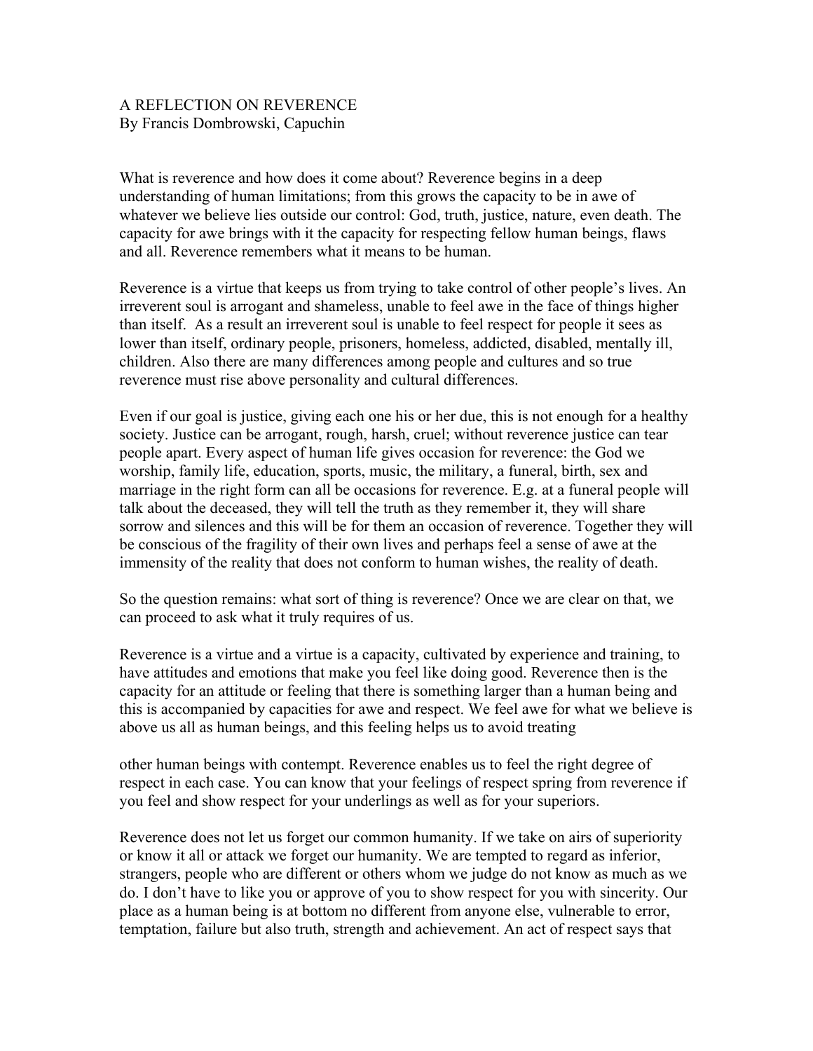# A REFLECTION ON REVERENCE
By Francis Dombrowski, Capuchin

What is reverence and how does it come about? Reverence begins in a deep understanding of human limitations; from this grows the capacity to be in awe of whatever we believe lies outside our control: God, truth, justice, nature, even death. The capacity for awe brings with it the capacity for respecting fellow human beings, flaws and all. Reverence remembers what it means to be human.

Reverence is a virtue that keeps us from trying to take control of other people's lives. An irreverent soul is arrogant and shameless, unable to feel awe in the face of things higher than itself. As a result an irreverent soul is unable to feel respect for people it sees as lower than itself, ordinary people, prisoners, homeless, addicted, disabled, mentally ill, children. Also there are many differences among people and cultures and so true reverence must rise above personality and cultural differences.

Even if our goal is justice, giving each one his or her due, this is not enough for a healthy society. Justice can be arrogant, rough, harsh, cruel; without reverence justice can tear people apart. Every aspect of human life gives occasion for reverence: the God we worship, family life, education, sports, music, the military, a funeral, birth, sex and marriage in the right form can all be occasions for reverence. E.g. at a funeral people will talk about the deceased, they will tell the truth as they remember it, they will share sorrow and silences and this will be for them an occasion of reverence. Together they will be conscious of the fragility of their own lives and perhaps feel a sense of awe at the immensity of the reality that does not conform to human wishes, the reality of death.

So the question remains: what sort of thing is reverence? Once we are clear on that, we can proceed to ask what it truly requires of us.

Reverence is a virtue and a virtue is a capacity, cultivated by experience and training, to have attitudes and emotions that make you feel like doing good. Reverence then is the capacity for an attitude or feeling that there is something larger than a human being and this is accompanied by capacities for awe and respect. We feel awe for what we believe is above us all as human beings, and this feeling helps us to avoid treating other human beings with contempt. Reverence enables us to feel the right degree of respect in each case. You can know that your feelings of respect spring from reverence if you feel and show respect for your underlings as well as for your superiors.

Reverence does not let us forget our common humanity. If we take on airs of superiority or know it all or attack we forget our humanity. We are tempted to regard as inferior, strangers, people who are different or others whom we judge do not know as much as we do. I don't have to like you or approve of you to show respect for you with sincerity. Our place as a human being is at bottom no different from anyone else, vulnerable to error, temptation, failure but also truth, strength and achievement. An act of respect says that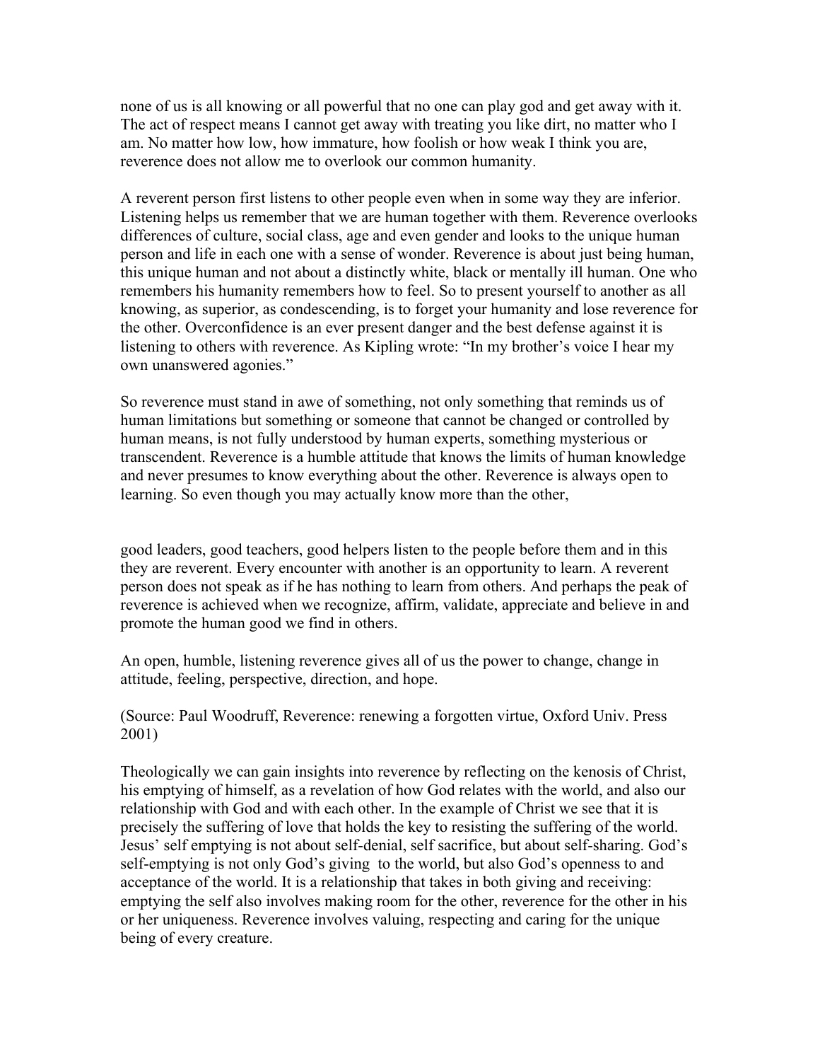none of us is all knowing or all powerful that no one can play god and get away with it. The act of respect means I cannot get away with treating you like dirt, no matter who I am. No matter how low, how immature, how foolish or how weak I think you are, reverence does not allow me to overlook our common humanity.

A reverent person first listens to other people even when in some way they are inferior. Listening helps us remember that we are human together with them. Reverence overlooks differences of culture, social class, age and even gender and looks to the unique human person and life in each one with a sense of wonder. Reverence is about just being human, this unique human and not about a distinctly white, black or mentally ill human. One who remembers his humanity remembers how to feel. So to present yourself to another as all knowing, as superior, as condescending, is to forget your humanity and lose reverence for the other. Overconfidence is an ever present danger and the best defense against it is listening to others with reverence. As Kipling wrote: "In my brother's voice I hear my own unanswered agonies."

So reverence must stand in awe of something, not only something that reminds us of human limitations but something or someone that cannot be changed or controlled by human means, is not fully understood by human experts, something mysterious or transcendent. Reverence is a humble attitude that knows the limits of human knowledge and never presumes to know everything about the other. Reverence is always open to learning. So even though you may actually know more than the other,

good leaders, good teachers, good helpers listen to the people before them and in this they are reverent. Every encounter with another is an opportunity to learn. A reverent person does not speak as if he has nothing to learn from others. And perhaps the peak of reverence is achieved when we recognize, affirm, validate, appreciate and believe in and promote the human good we find in others.

An open, humble, listening reverence gives all of us the power to change, change in attitude, feeling, perspective, direction, and hope.

(Source: Paul Woodruff, Reverence: renewing a forgotten virtue, Oxford Univ. Press 2001)

Theologically we can gain insights into reverence by reflecting on the kenosis of Christ, his emptying of himself, as a revelation of how God relates with the world, and also our relationship with God and with each other. In the example of Christ we see that it is precisely the suffering of love that holds the key to resisting the suffering of the world. Jesus' self emptying is not about self-denial, self sacrifice, but about self-sharing. God's self-emptying is not only God's giving to the world, but also God's openness to and acceptance of the world. It is a relationship that takes in both giving and receiving: emptying the self also involves making room for the other, reverence for the other in his or her uniqueness. Reverence involves valuing, respecting and caring for the unique being of every creature.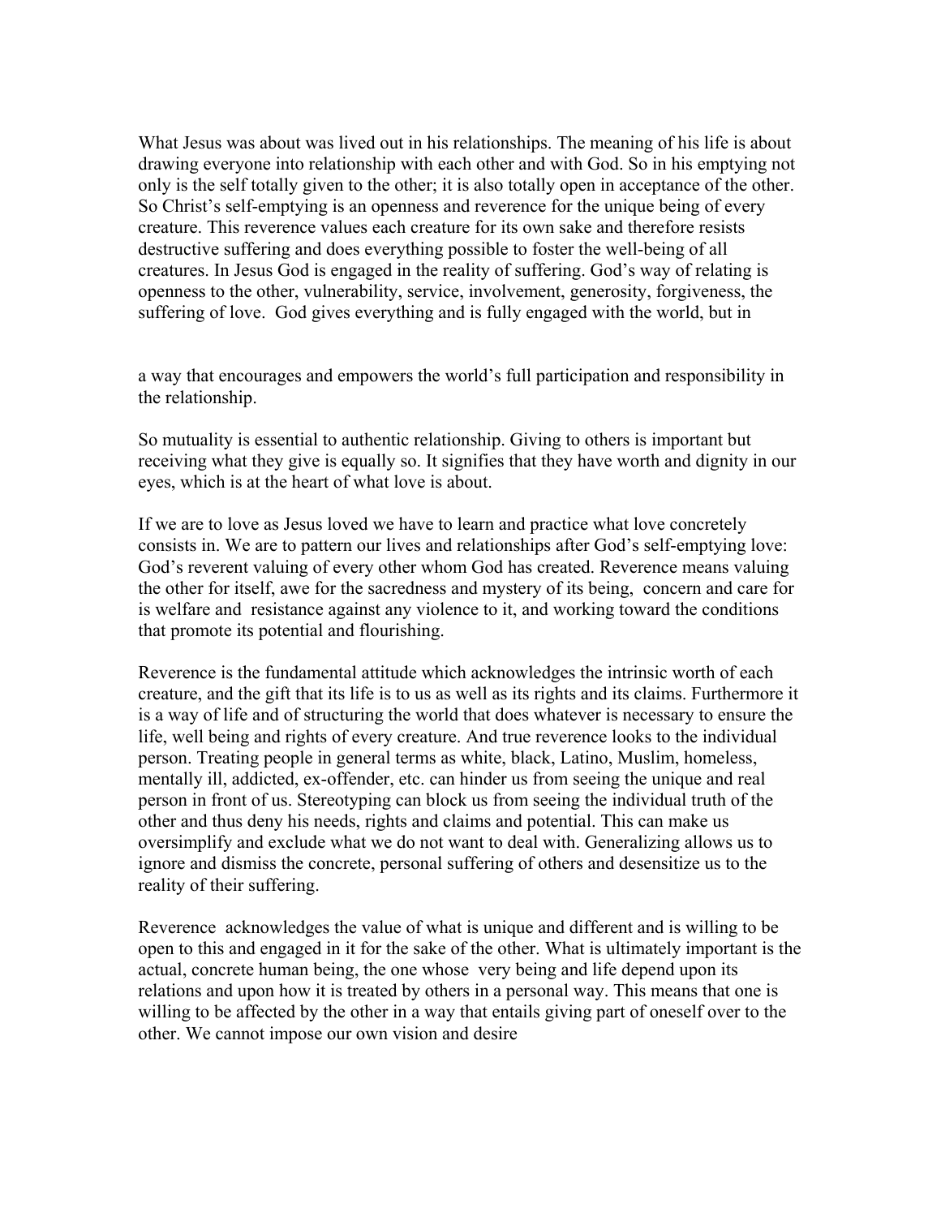What Jesus was about was lived out in his relationships. The meaning of his life is about drawing everyone into relationship with each other and with God. So in his emptying not only is the self totally given to the other; it is also totally open in acceptance of the other. So Christ's self-emptying is an openness and reverence for the unique being of every creature. This reverence values each creature for its own sake and therefore resists destructive suffering and does everything possible to foster the well-being of all creatures. In Jesus God is engaged in the reality of suffering. God's way of relating is openness to the other, vulnerability, service, involvement, generosity, forgiveness, the suffering of love. God gives everything and is fully engaged with the world, but in a way that encourages and empowers the world's full participation and responsibility in the relationship.

So mutuality is essential to authentic relationship. Giving to others is important but receiving what they give is equally so. It signifies that they have worth and dignity in our eyes, which is at the heart of what love is about.

If we are to love as Jesus loved we have to learn and practice what love concretely consists in. We are to pattern our lives and relationships after God's self-emptying love: God's reverent valuing of every other whom God has created. Reverence means valuing the other for itself, awe for the sacredness and mystery of its being, concern and care for is welfare and resistance against any violence to it, and working toward the conditions that promote its potential and flourishing.

Reverence is the fundamental attitude which acknowledges the intrinsic worth of each creature, and the gift that its life is to us as well as its rights and its claims. Furthermore it is a way of life and of structuring the world that does whatever is necessary to ensure the life, well being and rights of every creature. And true reverence looks to the individual person. Treating people in general terms as white, black, Latino, Muslim, homeless, mentally ill, addicted, ex-offender, etc. can hinder us from seeing the unique and real person in front of us. Stereotyping can block us from seeing the individual truth of the other and thus deny his needs, rights and claims and potential. This can make us oversimplify and exclude what we do not want to deal with. Generalizing allows us to ignore and dismiss the concrete, personal suffering of others and desensitize us to the reality of their suffering.

Reverence acknowledges the value of what is unique and different and is willing to be open to this and engaged in it for the sake of the other. What is ultimately important is the actual, concrete human being, the one whose very being and life depend upon its relations and upon how it is treated by others in a personal way. This means that one is willing to be affected by the other in a way that entails giving part of oneself over to the other. We cannot impose our own vision and desire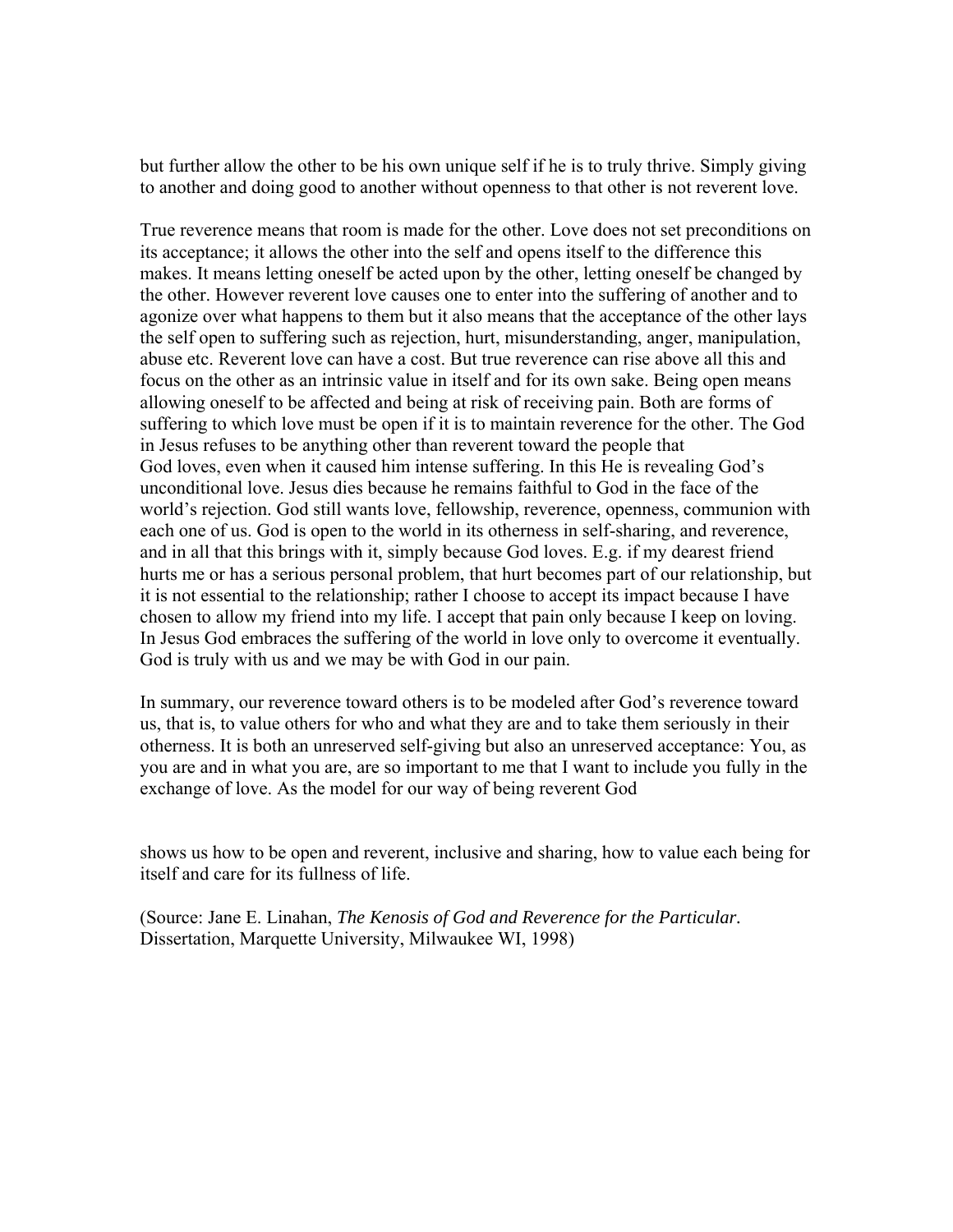but further allow the other to be his own unique self if he is to truly thrive. Simply giving to another and doing good to another without openness to that other is not reverent love.

True reverence means that room is made for the other. Love does not set preconditions on its acceptance; it allows the other into the self and opens itself to the difference this makes. It means letting oneself be acted upon by the other, letting oneself be changed by the other. However reverent love causes one to enter into the suffering of another and to agonize over what happens to them but it also means that the acceptance of the other lays the self open to suffering such as rejection, hurt, misunderstanding, anger, manipulation, abuse etc. Reverent love can have a cost. But true reverence can rise above all this and focus on the other as an intrinsic value in itself and for its own sake. Being open means allowing oneself to be affected and being at risk of receiving pain. Both are forms of suffering to which love must be open if it is to maintain reverence for the other. The God in Jesus refuses to be anything other than reverent toward the people that God loves, even when it caused him intense suffering. In this He is revealing God's unconditional love. Jesus dies because he remains faithful to God in the face of the world's rejection. God still wants love, fellowship, reverence, openness, communion with each one of us. God is open to the world in its otherness in self-sharing, and reverence, and in all that this brings with it, simply because God loves. E.g. if my dearest friend hurts me or has a serious personal problem, that hurt becomes part of our relationship, but it is not essential to the relationship; rather I choose to accept its impact because I have chosen to allow my friend into my life. I accept that pain only because I keep on loving. In Jesus God embraces the suffering of the world in love only to overcome it eventually. God is truly with us and we may be with God in our pain.

In summary, our reverence toward others is to be modeled after God's reverence toward us, that is, to value others for who and what they are and to take them seriously in their otherness. It is both an unreserved self-giving but also an unreserved acceptance: You, as you are and in what you are, are so important to me that I want to include you fully in the exchange of love. As the model for our way of being reverent God shows us how to be open and reverent, inclusive and sharing, how to value each being for itself and care for its fullness of life.

(Source: Jane E. Linahan, *The Kenosis of God and Reverence for the Particular*. Dissertation, Marquette University, Milwaukee WI, 1998)